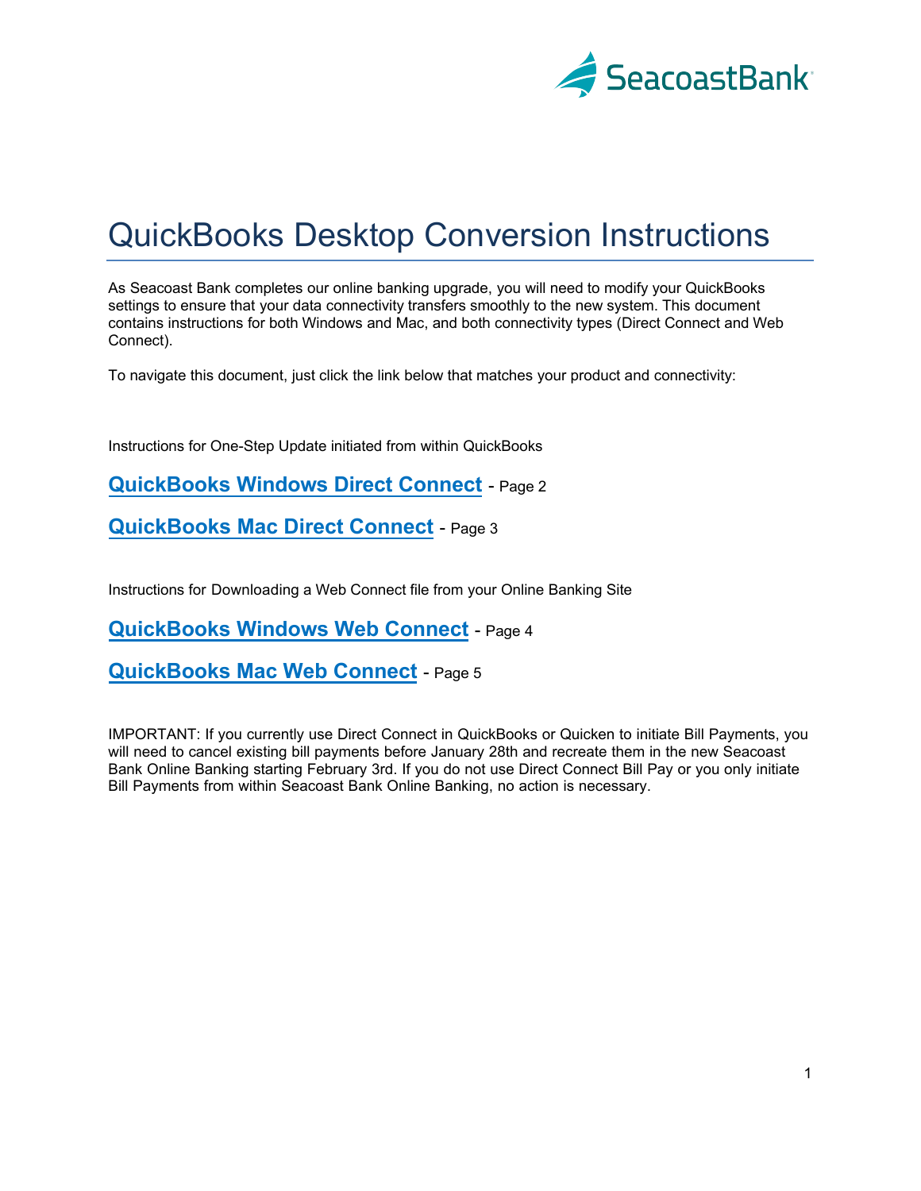SeacoastBank

# QuickBooks Desktop Conversion Instructions

As Seacoast Bank completes our online banking upgrade, you will need to modify your QuickBooks settings to ensure that your data connectivity transfers smoothly to the new system. This document contains instructions for both Windows and Mac, and both connectivity types (Direct Connect and Web Connect).

To navigate this document, just click the link below that matches your product and connectivity:

Instructions for One-Step Update initiated from within QuickBooks

**QuickBooks Windows Direct Connect** - Page 2

**QuickBooks Mac Direct Connect** - Page 3

Instructions for Downloading a Web Connect file from your Online Banking Site

**QuickBooks Windows Web Connect** - Page 4

**QuickBooks Mac Web Connect** - Page 5

IMPORTANT: If you currently use Direct Connect in QuickBooks or Quicken to initiate Bill Payments, you will need to cancel existing bill payments before January 28th and recreate them in the new Seacoast Bank Online Banking starting February 3rd. If you do not use Direct Connect Bill Pay or you only initiate Bill Payments from within Seacoast Bank Online Banking, no action is necessary.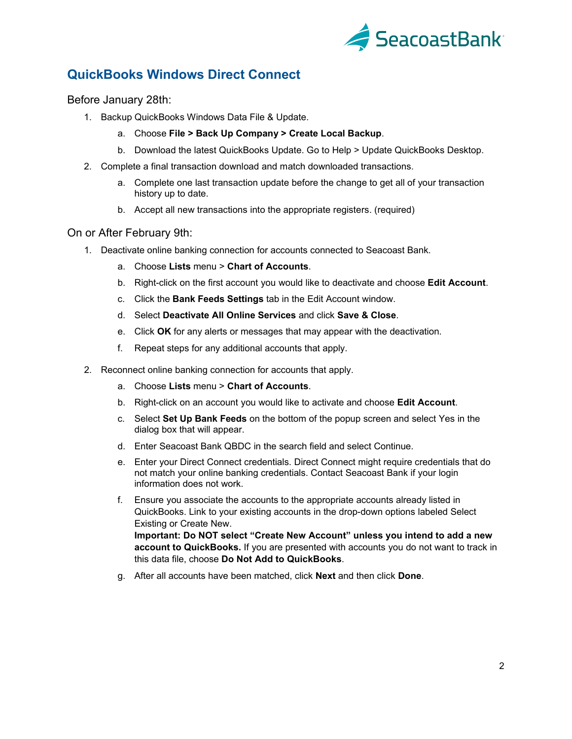## QuickBooks Windows Direct Connect

### Before January 28th:

1. Backup QuickBooks Windows Data File & Update.
    a. Choose **File > Back Up Company > Create Local Backup**.
    b. Download the latest QuickBooks Update. Go to Help > Update QuickBooks Desktop.
2. Complete a final transaction download and match downloaded transactions.
    a. Complete one last transaction update before the change to get all of your transaction history up to date.
    b. Accept all new transactions into the appropriate registers. (required)

### On or After February 9th:

1. Deactivate online banking connection for accounts connected to Seacoast Bank.
    a. Choose **Lists** menu > **Chart of Accounts**.
    b. Right-click on the first account you would like to deactivate and choose **Edit Account**.
    c. Click the **Bank Feeds Settings** tab in the Edit Account window.
    d. Select **Deactivate All Online Services** and click **Save & Close**.
    e. Click **OK** for any alerts or messages that may appear with the deactivation.
    f. Repeat steps for any additional accounts that apply.
2. Reconnect online banking connection for accounts that apply.
    a. Choose **Lists** menu > **Chart of Accounts**.
    b. Right-click on an account you would like to activate and choose **Edit Account**.
    c. Select **Set Up Bank Feeds** on the bottom of the popup screen and select Yes in the dialog box that will appear.
    d. Enter Seacoast Bank QBDC in the search field and select Continue.
    e. Enter your Direct Connect credentials. Direct Connect might require credentials that do not match your online banking credentials. Contact Seacoast Bank if your login information does not work.
    f. Ensure you associate the accounts to the appropriate accounts already listed in QuickBooks. Link to your existing accounts in the drop-down options labeled Select Existing or Create New.
    **Important: Do NOT select "Create New Account" unless you intend to add a new account to QuickBooks.** If you are presented with accounts you do not want to track in this data file, choose **Do Not Add to QuickBooks**.
    g. After all accounts have been matched, click **Next** and then click **Done**.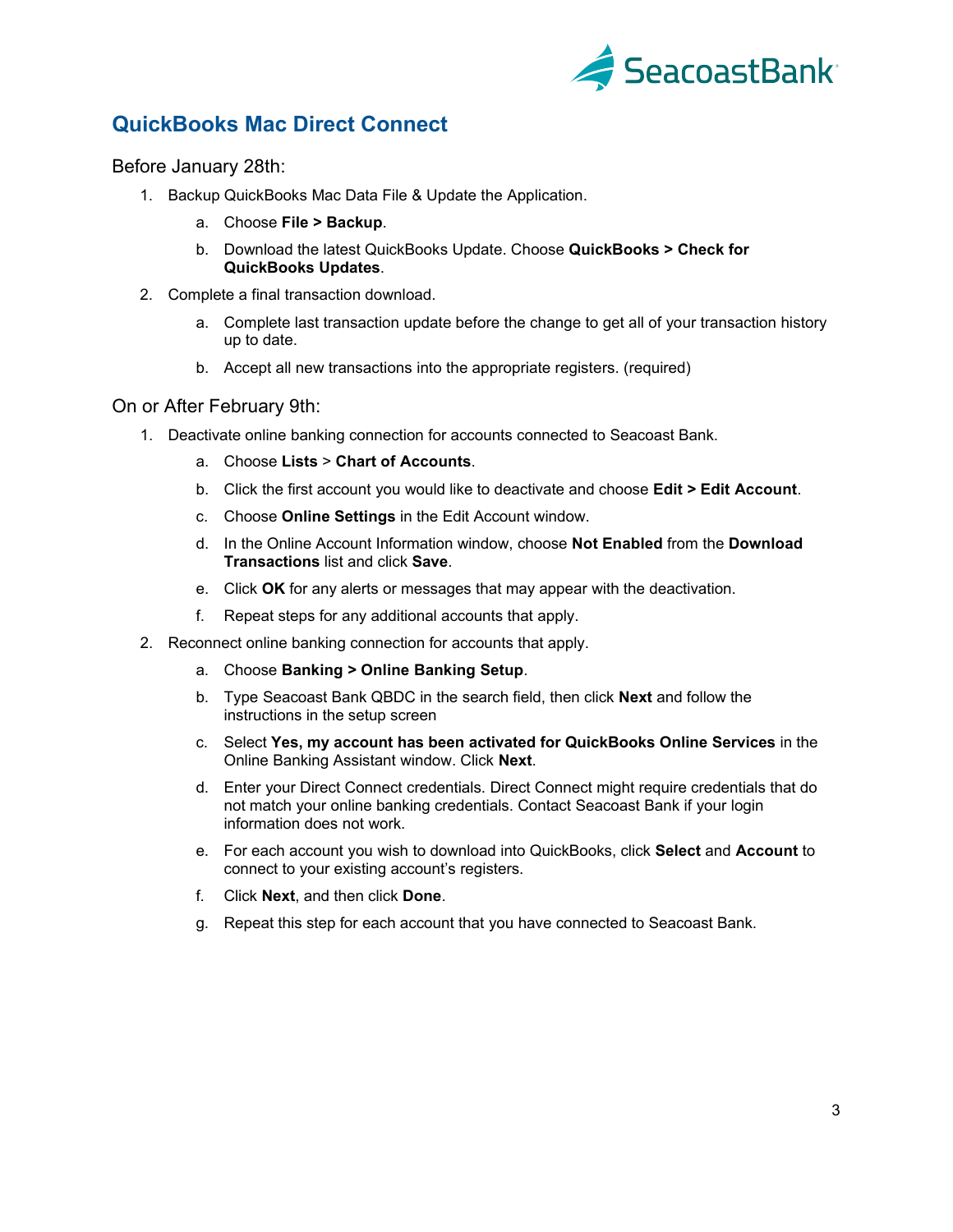## QuickBooks Mac Direct Connect

Before January 28th:

1. Backup QuickBooks Mac Data File & Update the Application.
   a. Choose **File > Backup**.
   b. Download the latest QuickBooks Update. Choose **QuickBooks > Check for QuickBooks Updates**.
2. Complete a final transaction download.
   a. Complete last transaction update before the change to get all of your transaction history up to date.
   b. Accept all new transactions into the appropriate registers. (required)

On or After February 9th:

1. Deactivate online banking connection for accounts connected to Seacoast Bank.
   a. Choose **Lists** > **Chart of Accounts**.
   b. Click the first account you would like to deactivate and choose **Edit > Edit Account**.
   c. Choose **Online Settings** in the Edit Account window.
   d. In the Online Account Information window, choose **Not Enabled** from the **Download Transactions** list and click **Save**.
   e. Click **OK** for any alerts or messages that may appear with the deactivation.
   f. Repeat steps for any additional accounts that apply.
2. Reconnect online banking connection for accounts that apply.
   a. Choose **Banking > Online Banking Setup**.
   b. Type Seacoast Bank QBDC in the search field, then click **Next** and follow the instructions in the setup screen
   c. Select **Yes, my account has been activated for QuickBooks Online Services** in the Online Banking Assistant window. Click **Next**.
   d. Enter your Direct Connect credentials. Direct Connect might require credentials that do not match your online banking credentials. Contact Seacoast Bank if your login information does not work.
   e. For each account you wish to download into QuickBooks, click **Select** and **Account** to connect to your existing account's registers.
   f. Click **Next**, and then click **Done**.
   g. Repeat this step for each account that you have connected to Seacoast Bank.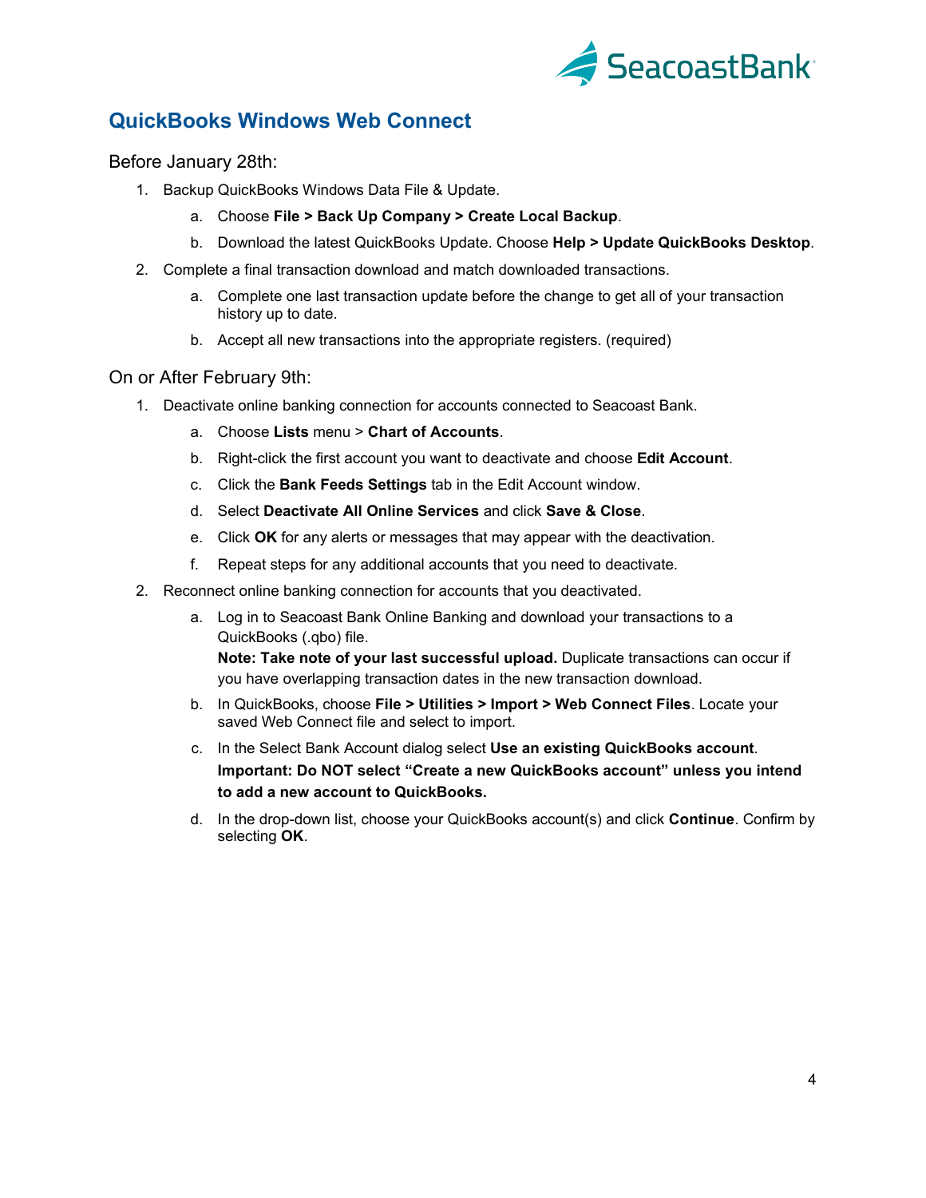## QuickBooks Windows Web Connect

### Before January 28th:

1. Backup QuickBooks Windows Data File & Update.
   a. Choose **File > Back Up Company > Create Local Backup**.
   b. Download the latest QuickBooks Update. Choose **Help > Update QuickBooks Desktop**.
2. Complete a final transaction download and match downloaded transactions.
   a. Complete one last transaction update before the change to get all of your transaction history up to date.
   b. Accept all new transactions into the appropriate registers. (required)

### On or After February 9th:

1. Deactivate online banking connection for accounts connected to Seacoast Bank.
   a. Choose **Lists** menu > **Chart of Accounts**.
   b. Right-click the first account you want to deactivate and choose **Edit Account**.
   c. Click the **Bank Feeds Settings** tab in the Edit Account window.
   d. Select **Deactivate All Online Services** and click **Save & Close**.
   e. Click **OK** for any alerts or messages that may appear with the deactivation.
   f. Repeat steps for any additional accounts that you need to deactivate.
2. Reconnect online banking connection for accounts that you deactivated.
   a. Log in to Seacoast Bank Online Banking and download your transactions to a QuickBooks (.qbo) file.
      **Note: Take note of your last successful upload.** Duplicate transactions can occur if you have overlapping transaction dates in the new transaction download.
   b. In QuickBooks, choose **File > Utilities > Import > Web Connect Files**. Locate your saved Web Connect file and select to import.
   c. In the Select Bank Account dialog select **Use an existing QuickBooks account**.
      **Important: Do NOT select "Create a new QuickBooks account" unless you intend to add a new account to QuickBooks.**
   d. In the drop-down list, choose your QuickBooks account(s) and click **Continue**. Confirm by selecting **OK**.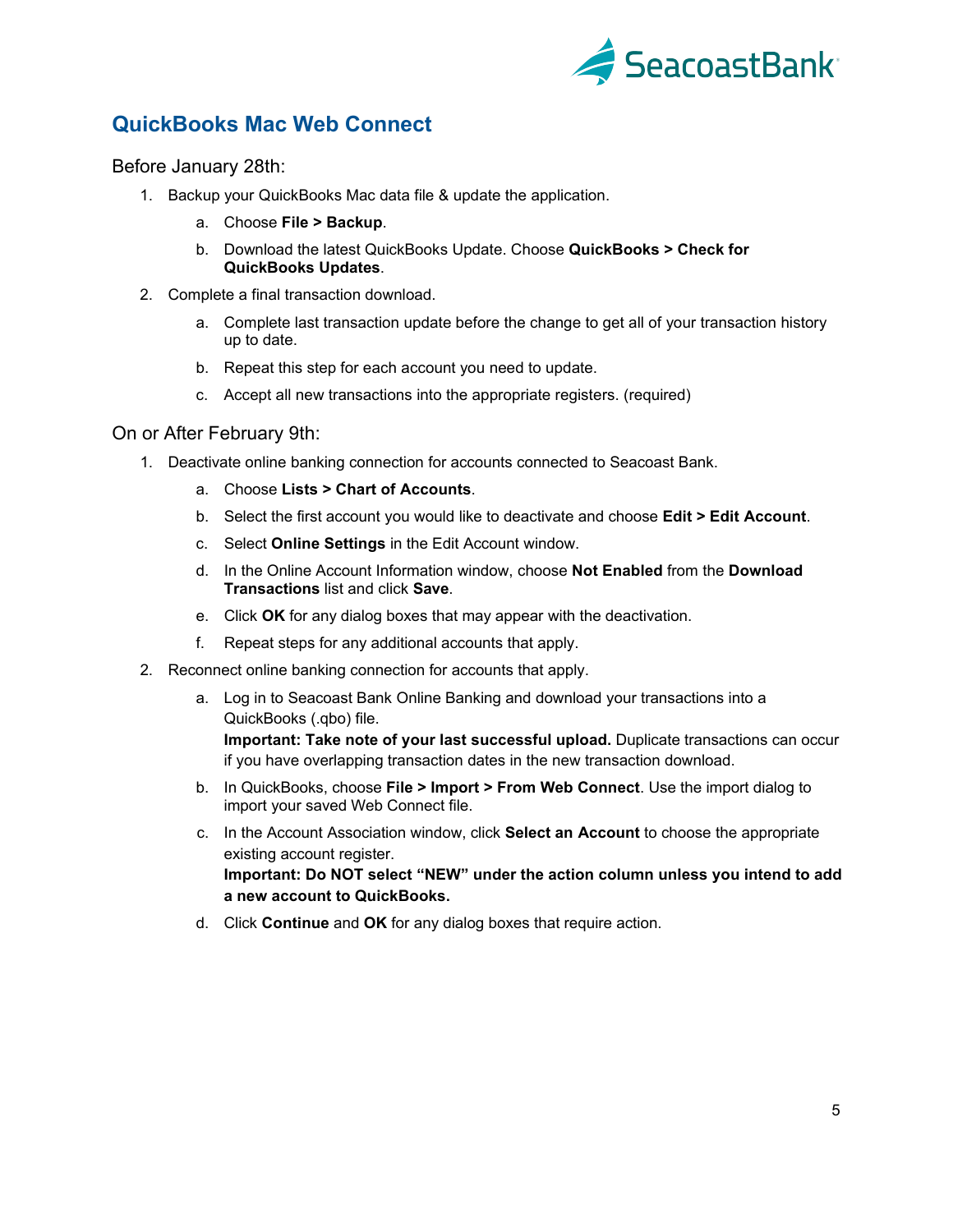## QuickBooks Mac Web Connect

### Before January 28th:

1. Backup your QuickBooks Mac data file & update the application.
   a. Choose **File > Backup**.
   b. Download the latest QuickBooks Update. Choose **QuickBooks > Check for QuickBooks Updates**.
2. Complete a final transaction download.
   a. Complete last transaction update before the change to get all of your transaction history up to date.
   b. Repeat this step for each account you need to update.
   c. Accept all new transactions into the appropriate registers. (required)

### On or After February 9th:

1. Deactivate online banking connection for accounts connected to Seacoast Bank.
   a. Choose **Lists > Chart of Accounts**.
   b. Select the first account you would like to deactivate and choose **Edit > Edit Account**.
   c. Select **Online Settings** in the Edit Account window.
   d. In the Online Account Information window, choose **Not Enabled** from the **Download Transactions** list and click **Save**.
   e. Click **OK** for any dialog boxes that may appear with the deactivation.
   f. Repeat steps for any additional accounts that apply.
2. Reconnect online banking connection for accounts that apply.
   a. Log in to Seacoast Bank Online Banking and download your transactions into a QuickBooks (.qbo) file.
      **Important: Take note of your last successful upload.** Duplicate transactions can occur if you have overlapping transaction dates in the new transaction download.
   b. In QuickBooks, choose **File > Import > From Web Connect**. Use the import dialog to import your saved Web Connect file.
   c. In the Account Association window, click **Select an Account** to choose the appropriate existing account register.
      **Important: Do NOT select "NEW" under the action column unless you intend to add a new account to QuickBooks.**
   d. Click **Continue** and **OK** for any dialog boxes that require action.